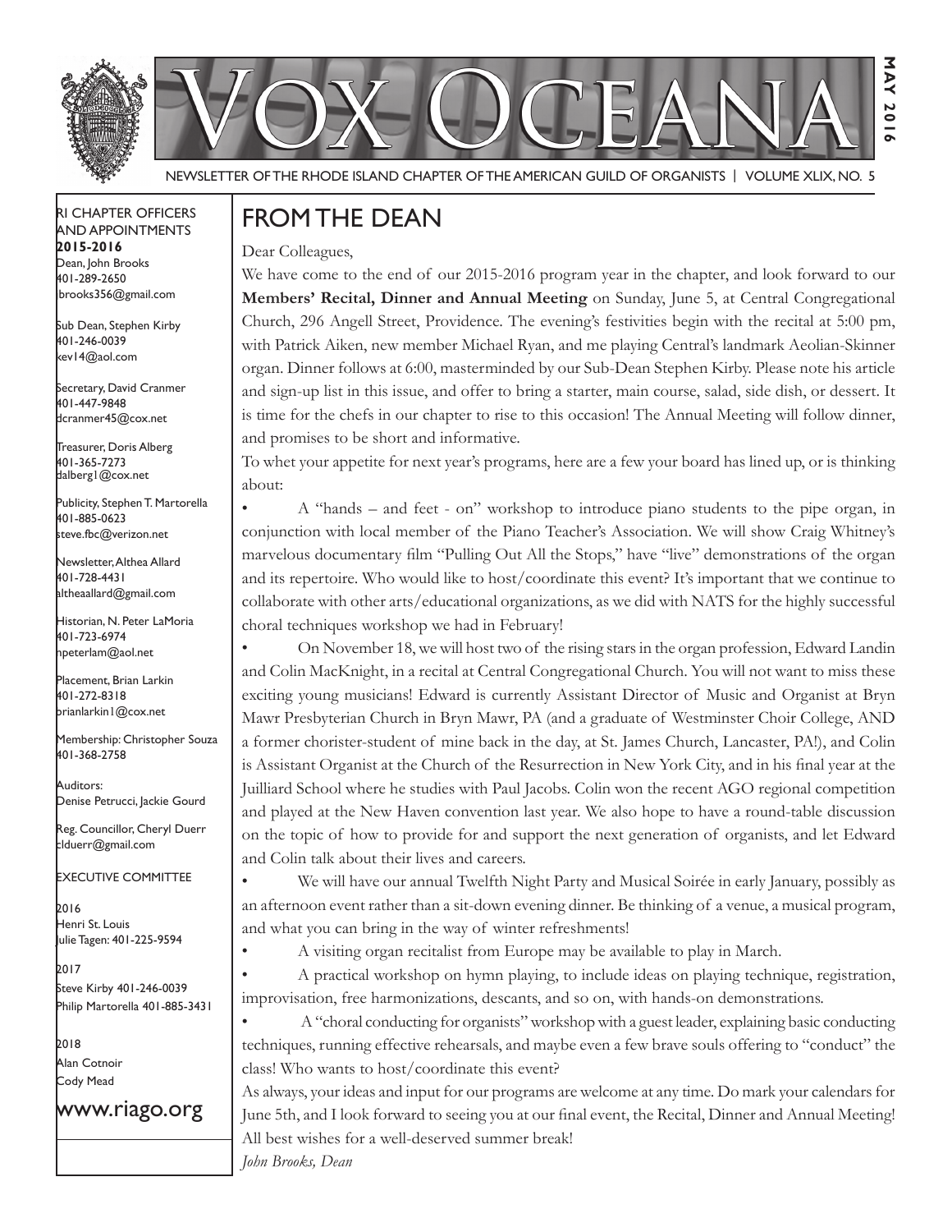# VOX OCEANA

MAY 2016

NEWSLETTER OF THE RHODE ISLAND CHAPTER OF THE AMERICAN GUILD OF ORGANISTS | VOLUME XLIX, NO. 5

RI CHAPTER OFFICERS AND APPOINTMENTS **2015-2016**

Dean, John Brooks
401-289-2650
jbrooks356@gmail.com

Sub Dean, Stephen Kirby
401-246-0039
kev14@aol.com

Secretary, David Cranmer
401-447-9848
dcranmer45@cox.net

Treasurer, Doris Alberg
401-365-7273
dalberg1@cox.net

Publicity, Stephen T. Martorella
401-885-0623
steve.fbc@verizon.net

Newsletter, Althea Allard
401-728-4431
altheaallard@gmail.com

Historian, N. Peter LaMoria
401-723-6974
npeterlam@aol.net

Placement, Brian Larkin
401-272-8318
brianlarkin1@cox.net

Membership: Christopher Souza
401-368-2758

Auditors:
Denise Petrucci, Jackie Gourd

Reg. Councillor, Cheryl Duerr
clduerr@gmail.com

EXECUTIVE COMMITTEE

2016
Henri St. Louis
Julie Tagen: 401-225-9594

2017
Steve Kirby 401-246-0039
Philip Martorella 401-885-3431

2018
Alan Cotnoir
Cody Mead

www.riago.org

## FROM THE DEAN

Dear Colleagues,

We have come to the end of our 2015-2016 program year in the chapter, and look forward to our **Members' Recital, Dinner and Annual Meeting** on Sunday, June 5, at Central Congregational Church, 296 Angell Street, Providence. The evening's festivities begin with the recital at 5:00 pm, with Patrick Aiken, new member Michael Ryan, and me playing Central's landmark Aeolian-Skinner organ. Dinner follows at 6:00, masterminded by our Sub-Dean Stephen Kirby. Please note his article and sign-up list in this issue, and offer to bring a starter, main course, salad, side dish, or dessert. It is time for the chefs in our chapter to rise to this occasion! The Annual Meeting will follow dinner, and promises to be short and informative.

To whet your appetite for next year's programs, here are a few your board has lined up, or is thinking about:

- A "hands – and feet - on" workshop to introduce piano students to the pipe organ, in conjunction with local member of the Piano Teacher's Association. We will show Craig Whitney's marvelous documentary film "Pulling Out All the Stops," have "live" demonstrations of the organ and its repertoire. Who would like to host/coordinate this event? It's important that we continue to collaborate with other arts/educational organizations, as we did with NATS for the highly successful choral techniques workshop we had in February!
- On November 18, we will host two of the rising stars in the organ profession, Edward Landin and Colin MacKnight, in a recital at Central Congregational Church. You will not want to miss these exciting young musicians! Edward is currently Assistant Director of Music and Organist at Bryn Mawr Presbyterian Church in Bryn Mawr, PA (and a graduate of Westminster Choir College, AND a former chorister-student of mine back in the day, at St. James Church, Lancaster, PA!), and Colin is Assistant Organist at the Church of the Resurrection in New York City, and in his final year at the Juilliard School where he studies with Paul Jacobs. Colin won the recent AGO regional competition and played at the New Haven convention last year. We also hope to have a round-table discussion on the topic of how to provide for and support the next generation of organists, and let Edward and Colin talk about their lives and careers.
- We will have our annual Twelfth Night Party and Musical Soirée in early January, possibly as an afternoon event rather than a sit-down evening dinner. Be thinking of a venue, a musical program, and what you can bring in the way of winter refreshments!
- A visiting organ recitalist from Europe may be available to play in March.
- A practical workshop on hymn playing, to include ideas on playing technique, registration, improvisation, free harmonizations, descants, and so on, with hands-on demonstrations.
- A "choral conducting for organists" workshop with a guest leader, explaining basic conducting techniques, running effective rehearsals, and maybe even a few brave souls offering to "conduct" the class! Who wants to host/coordinate this event?

As always, your ideas and input for our programs are welcome at any time. Do mark your calendars for June 5th, and I look forward to seeing you at our final event, the Recital, Dinner and Annual Meeting! All best wishes for a well-deserved summer break!

*John Brooks, Dean*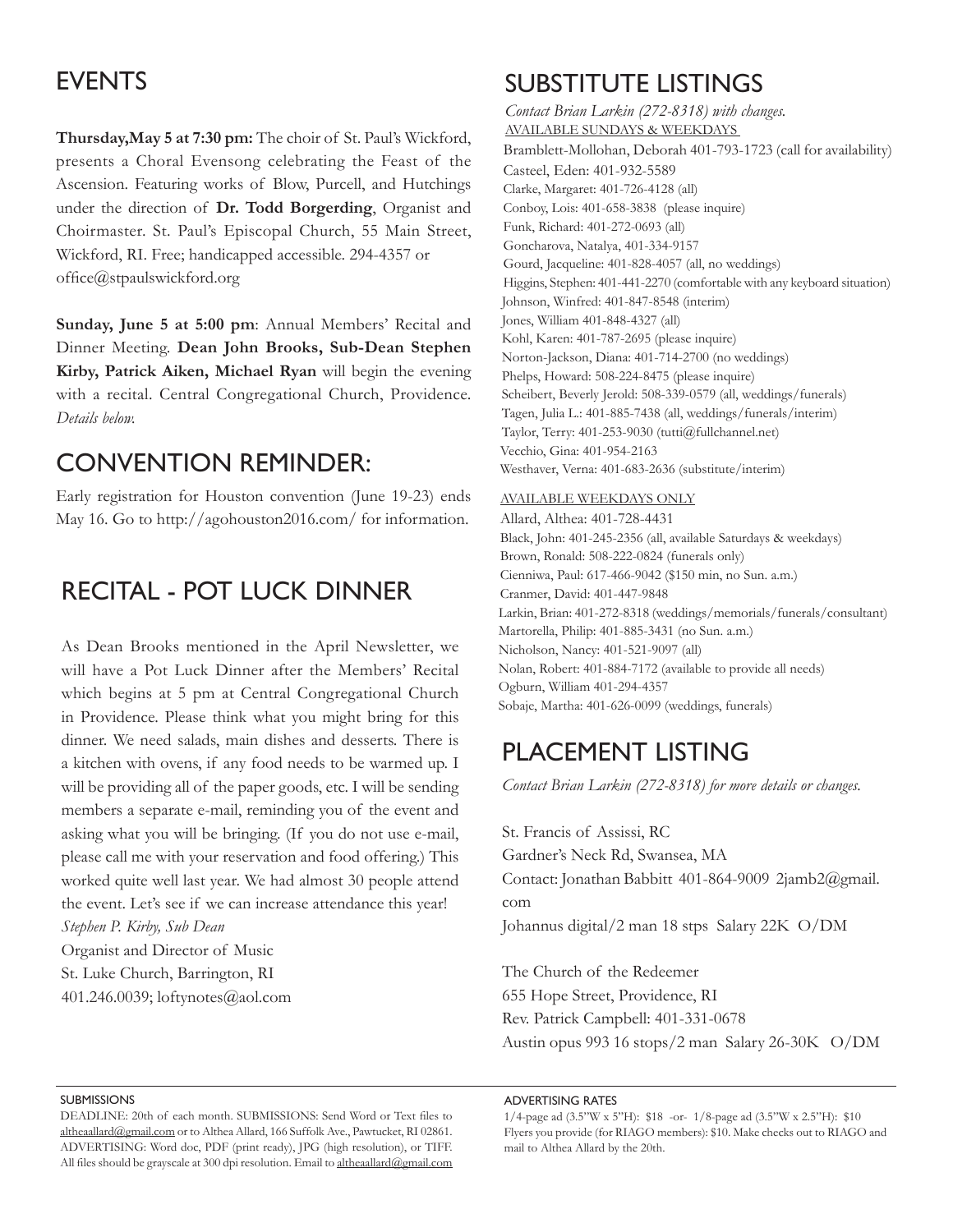## EVENTS

**Thursday,May 5 at 7:30 pm:** The choir of St. Paul's Wickford, presents a Choral Evensong celebrating the Feast of the Ascension. Featuring works of Blow, Purcell, and Hutchings under the direction of **Dr. Todd Borgerding**, Organist and Choirmaster. St. Paul's Episcopal Church, 55 Main Street, Wickford, RI. Free; handicapped accessible. 294-4357 or office@stpaulswickford.org

**Sunday, June 5 at 5:00 pm**: Annual Members' Recital and Dinner Meeting. **Dean John Brooks, Sub-Dean Stephen Kirby, Patrick Aiken, Michael Ryan** will begin the evening with a recital. Central Congregational Church, Providence. *Details below.*

## CONVENTION REMINDER:

Early registration for Houston convention (June 19-23) ends May 16. Go to http://agohouston2016.com/ for information.

## RECITAL - POT LUCK DINNER

As Dean Brooks mentioned in the April Newsletter, we will have a Pot Luck Dinner after the Members' Recital which begins at 5 pm at Central Congregational Church in Providence. Please think what you might bring for this dinner. We need salads, main dishes and desserts. There is a kitchen with ovens, if any food needs to be warmed up. I will be providing all of the paper goods, etc. I will be sending members a separate e-mail, reminding you of the event and asking what you will be bringing. (If you do not use e-mail, please call me with your reservation and food offering.) This worked quite well last year. We had almost 30 people attend the event. Let's see if we can increase attendance this year!

*Stephen P. Kirby, Sub Dean*
Organist and Director of Music
St. Luke Church, Barrington, RI
401.246.0039; loftynotes@aol.com

## SUBSTITUTE LISTINGS

*Contact Brian Larkin (272-8318) with changes.*

AVAILABLE SUNDAYS & WEEKDAYS

Bramblett-Mollohan, Deborah 401-793-1723 (call for availability)
Casteel, Eden: 401-932-5589
Clarke, Margaret: 401-726-4128 (all)
Conboy, Lois: 401-658-3838 (please inquire)
Funk, Richard: 401-272-0693 (all)
Goncharova, Natalya, 401-334-9157
Gourd, Jacqueline: 401-828-4057 (all, no weddings)
Higgins, Stephen: 401-441-2270 (comfortable with any keyboard situation)
Johnson, Winfred: 401-847-8548 (interim)
Jones, William 401-848-4327 (all)
Kohl, Karen: 401-787-2695 (please inquire)
Norton-Jackson, Diana: 401-714-2700 (no weddings)
Phelps, Howard: 508-224-8475 (please inquire)
Scheibert, Beverly Jerold: 508-339-0579 (all, weddings/funerals)
Tagen, Julia L.: 401-885-7438 (all, weddings/funerals/interim)
Taylor, Terry: 401-253-9030 (tutti@fullchannel.net)
Vecchio, Gina: 401-954-2163
Westhaver, Verna: 401-683-2636 (substitute/interim)

AVAILABLE WEEKDAYS ONLY

Allard, Althea: 401-728-4431
Black, John: 401-245-2356 (all, available Saturdays & weekdays)
Brown, Ronald: 508-222-0824 (funerals only)
Cienniwa, Paul: 617-466-9042 ($150 min, no Sun. a.m.)
Cranmer, David: 401-447-9848
Larkin, Brian: 401-272-8318 (weddings/memorials/funerals/consultant)
Martorella, Philip: 401-885-3431 (no Sun. a.m.)
Nicholson, Nancy: 401-521-9097 (all)
Nolan, Robert: 401-884-7172 (available to provide all needs)
Ogburn, William 401-294-4357
Sobaje, Martha: 401-626-0099 (weddings, funerals)

## PLACEMENT LISTING

*Contact Brian Larkin (272-8318) for more details or changes.*

St. Francis of Assissi, RC
Gardner's Neck Rd, Swansea, MA
Contact: Jonathan Babbitt 401-864-9009 2jamb2@gmail.com
Johannus digital/2 man 18 stps Salary 22K O/DM

The Church of the Redeemer
655 Hope Street, Providence, RI
Rev. Patrick Campbell: 401-331-0678
Austin opus 993 16 stops/2 man Salary 26-30K O/DM

---

SUBMISSIONS

DEADLINE: 20th of each month. SUBMISSIONS: Send Word or Text files to altheaallard@gmail.com or to Althea Allard, 166 Suffolk Ave., Pawtucket, RI 02861. ADVERTISING: Word doc, PDF (print ready), JPG (high resolution), or TIFF. All files should be grayscale at 300 dpi resolution. Email to altheaallard@gmail.com

ADVERTISING RATES

1/4-page ad (3.5"W x 5"H): $18 -or- 1/8-page ad (3.5"W x 2.5"H): $10
Flyers you provide (for RIAGO members): $10. Make checks out to RIAGO and mail to Althea Allard by the 20th.